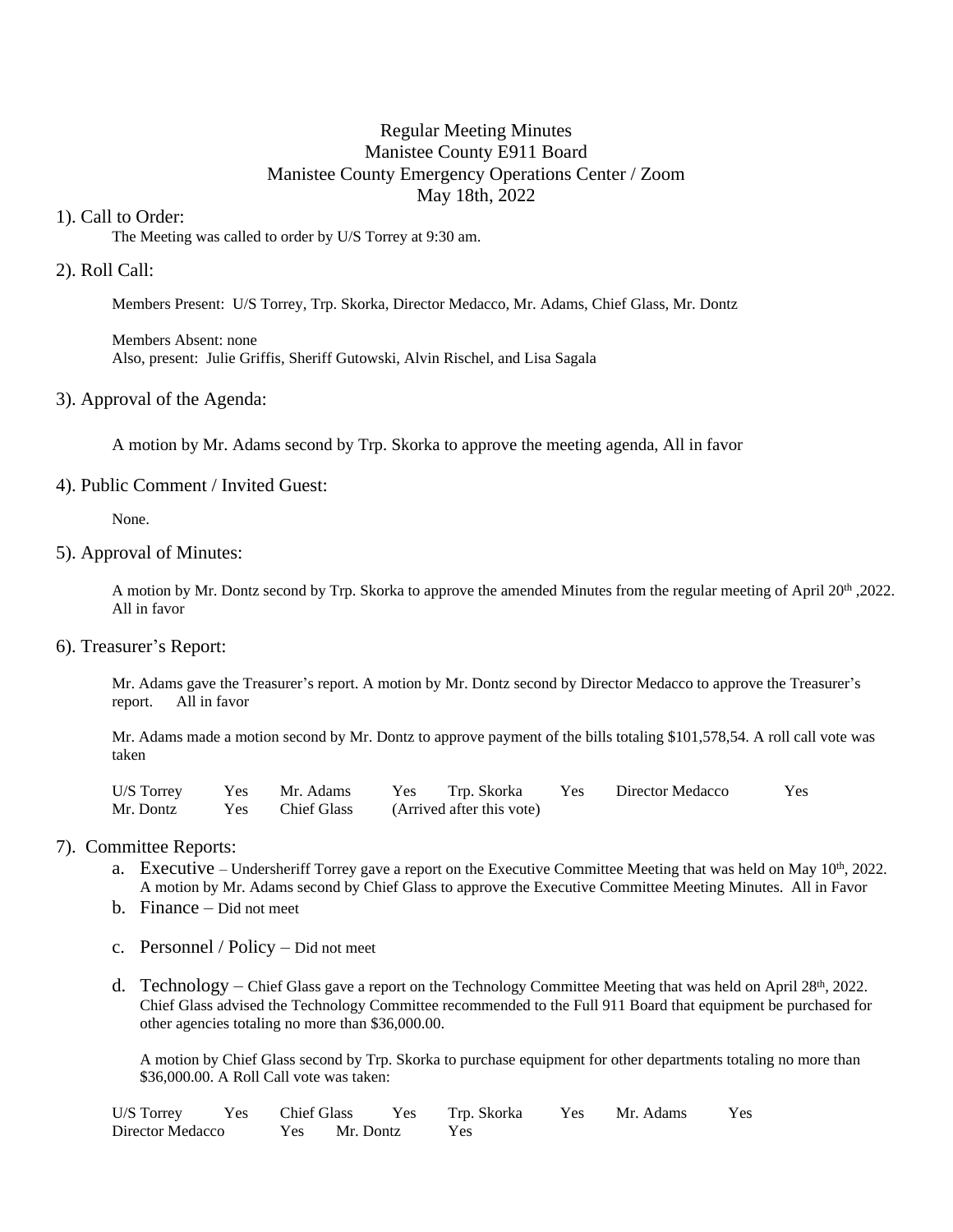# Regular Meeting Minutes
# Manistee County E911 Board
# Manistee County Emergency Operations Center / Zoom
# May 18th, 2022

## 1). Call to Order:

The Meeting was called to order by U/S Torrey at 9:30 am.

## 2). Roll Call:

Members Present: U/S Torrey, Trp. Skorka, Director Medacco, Mr. Adams, Chief Glass, Mr. Dontz

Members Absent: none
Also, present: Julie Griffis, Sheriff Gutowski, Alvin Rischel, and Lisa Sagala

## 3). Approval of the Agenda:

A motion by Mr. Adams second by Trp. Skorka to approve the meeting agenda, All in favor

## 4). Public Comment / Invited Guest:

None.

## 5). Approval of Minutes:

A motion by Mr. Dontz second by Trp. Skorka to approve the amended Minutes from the regular meeting of April 20th ,2022. All in favor

## 6). Treasurer's Report:

Mr. Adams gave the Treasurer's report. A motion by Mr. Dontz second by Director Medacco to approve the Treasurer's report. All in favor

Mr. Adams made a motion second by Mr. Dontz to approve payment of the bills totaling $101,578,54. A roll call vote was taken

| | | | | | | | |
|---|---|---|---|---|---|---|---|
| U/S Torrey | Yes | Mr. Adams | Yes | Trp. Skorka | Yes | Director Medacco | Yes |
| Mr. Dontz | Yes | Chief Glass | (Arrived after this vote) | | | | |

## 7). Committee Reports:

a. Executive – Undersheriff Torrey gave a report on the Executive Committee Meeting that was held on May 10th, 2022. A motion by Mr. Adams second by Chief Glass to approve the Executive Committee Meeting Minutes. All in Favor

b. Finance – Did not meet

c. Personnel / Policy – Did not meet

d. Technology – Chief Glass gave a report on the Technology Committee Meeting that was held on April 28th, 2022. Chief Glass advised the Technology Committee recommended to the Full 911 Board that equipment be purchased for other agencies totaling no more than $36,000.00.

A motion by Chief Glass second by Trp. Skorka to purchase equipment for other departments totaling no more than $36,000.00. A Roll Call vote was taken:

| | | | | | | | |
|---|---|---|---|---|---|---|---|
| U/S Torrey | Yes | Chief Glass | Yes | Trp. Skorka | Yes | Mr. Adams | Yes |
| Director Medacco | Yes | Mr. Dontz | Yes | | | | |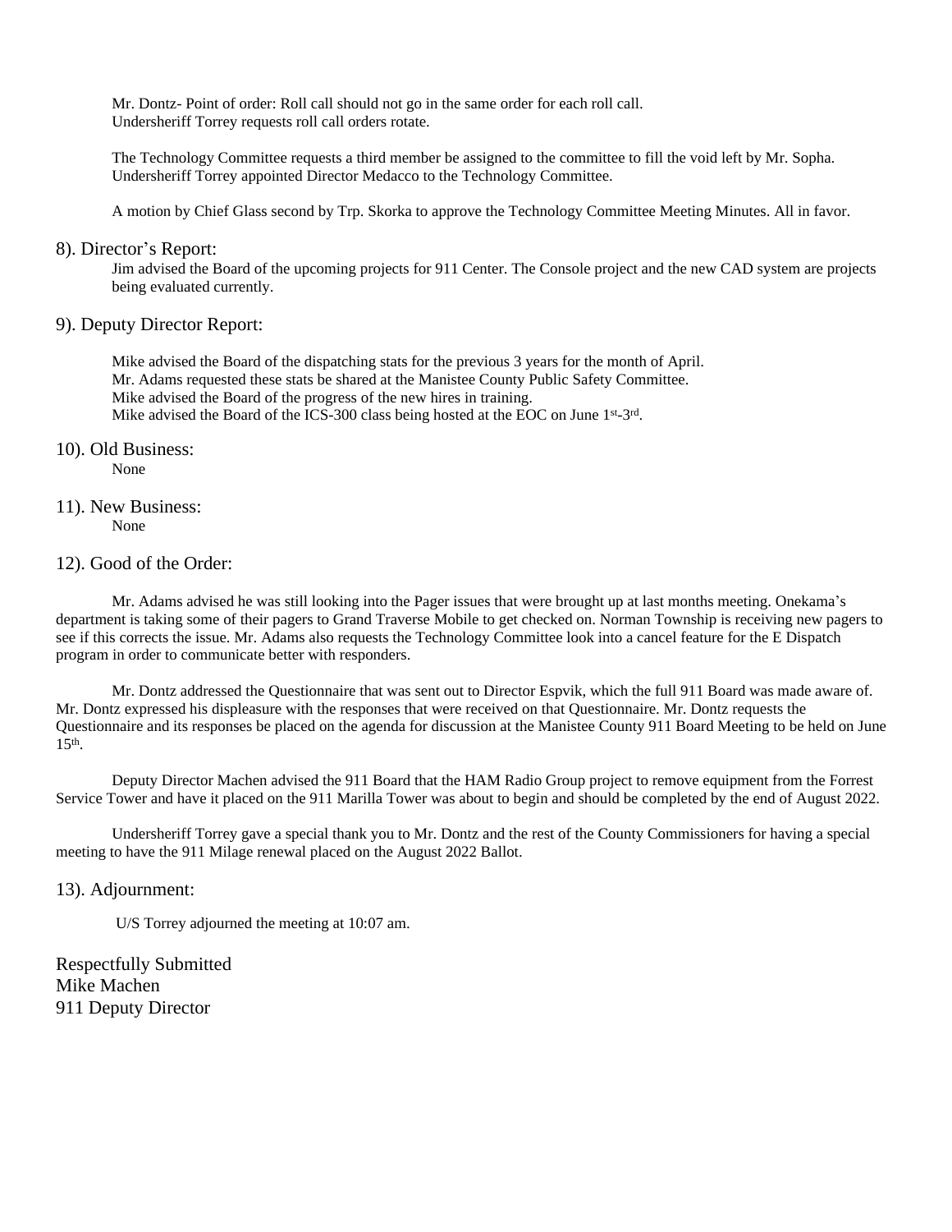Mr. Dontz- Point of order: Roll call should not go in the same order for each roll call.
Undersheriff Torrey requests roll call orders rotate.

The Technology Committee requests a third member be assigned to the committee to fill the void left by Mr. Sopha.
Undersheriff Torrey appointed Director Medacco to the Technology Committee.

A motion by Chief Glass second by Trp. Skorka to approve the Technology Committee Meeting Minutes. All in favor.

8). Director's Report:

Jim advised the Board of the upcoming projects for 911 Center. The Console project and the new CAD system are projects being evaluated currently.

9). Deputy Director Report:

Mike advised the Board of the dispatching stats for the previous 3 years for the month of April.
Mr. Adams requested these stats be shared at the Manistee County Public Safety Committee.
Mike advised the Board of the progress of the new hires in training.
Mike advised the Board of the ICS-300 class being hosted at the EOC on June 1st-3rd.

10). Old Business:

None

11). New Business:

None

12). Good of the Order:

Mr. Adams advised he was still looking into the Pager issues that were brought up at last months meeting. Onekama's department is taking some of their pagers to Grand Traverse Mobile to get checked on. Norman Township is receiving new pagers to see if this corrects the issue. Mr. Adams also requests the Technology Committee look into a cancel feature for the E Dispatch program in order to communicate better with responders.

Mr. Dontz addressed the Questionnaire that was sent out to Director Espvik, which the full 911 Board was made aware of. Mr. Dontz expressed his displeasure with the responses that were received on that Questionnaire. Mr. Dontz requests the Questionnaire and its responses be placed on the agenda for discussion at the Manistee County 911 Board Meeting to be held on June 15th.

Deputy Director Machen advised the 911 Board that the HAM Radio Group project to remove equipment from the Forrest Service Tower and have it placed on the 911 Marilla Tower was about to begin and should be completed by the end of August 2022.

Undersheriff Torrey gave a special thank you to Mr. Dontz and the rest of the County Commissioners for having a special meeting to have the 911 Milage renewal placed on the August 2022 Ballot.

13). Adjournment:

U/S Torrey adjourned the meeting at 10:07 am.

Respectfully Submitted
Mike Machen
911 Deputy Director